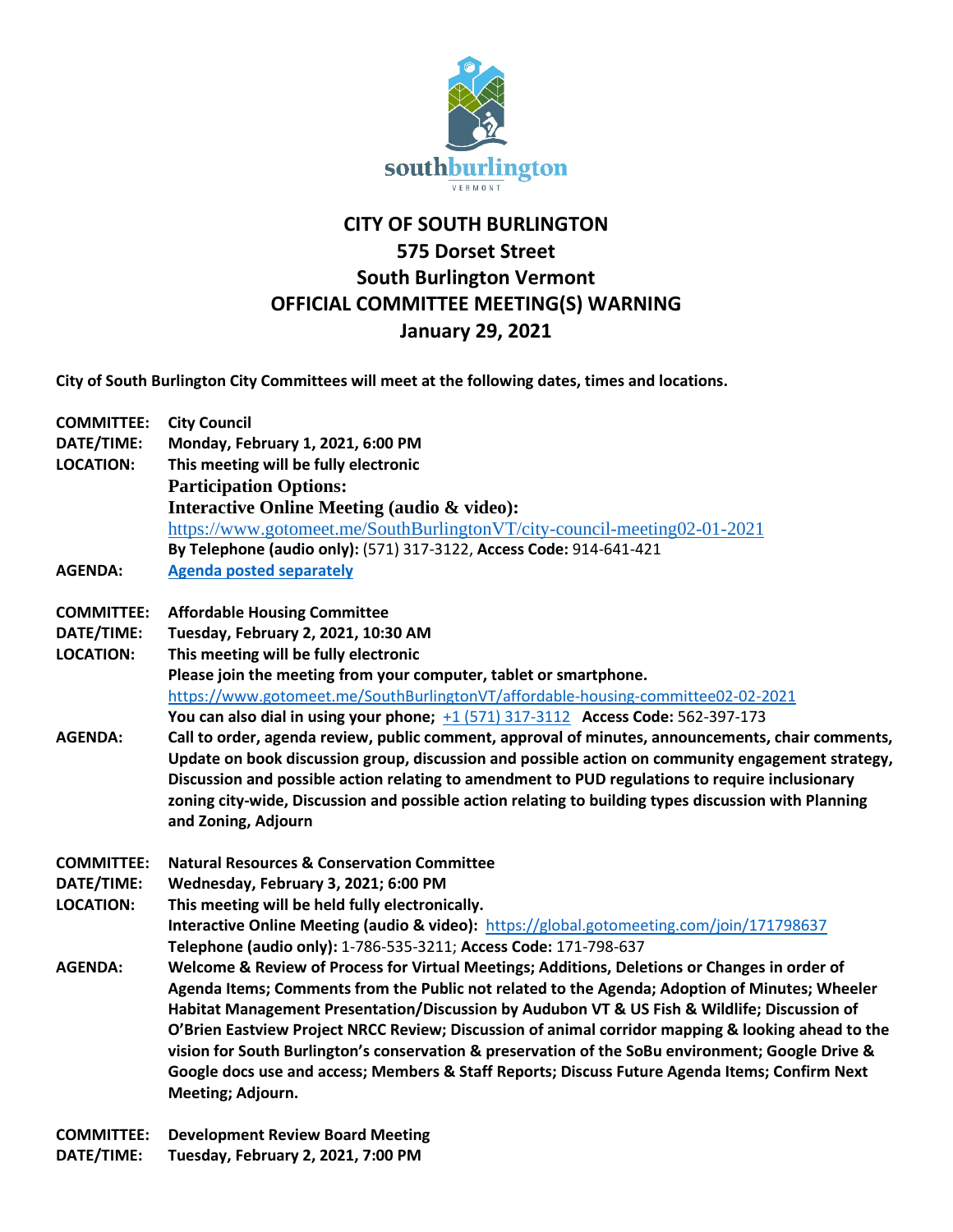# CITY OF SOUTH BURLINGTON
## 575 Dorset Street
## South Burlington Vermont
## OFFICIAL COMMITTEE MEETING(S) WARNING
## January 29, 2021

**City of South Burlington City Committees will meet at the following dates, times and locations.**

**COMMITTEE:** **City Council**
**DATE/TIME:** **Monday, February 1, 2021, 6:00 PM**
**LOCATION:** **This meeting will be fully electronic**
**Participation Options:**
**Interactive Online Meeting (audio & video):**
https://www.gotomeet.me/SouthBurlingtonVT/city-council-meeting02-01-2021
**By Telephone (audio only):** (571) 317-3122, **Access Code:** 914-641-421
**AGENDA:** **Agenda posted separately**

**COMMITTEE:** **Affordable Housing Committee**
**DATE/TIME:** **Tuesday, February 2, 2021, 10:30 AM**
**LOCATION:** **This meeting will be fully electronic**
**Please join the meeting from your computer, tablet or smartphone.**
https://www.gotomeet.me/SouthBurlingtonVT/affordable-housing-committee02-02-2021
**You can also dial in using your phone;** +1 (571) 317-3112 **Access Code:** 562-397-173
**AGENDA:** **Call to order, agenda review, public comment, approval of minutes, announcements, chair comments, Update on book discussion group, discussion and possible action on community engagement strategy, Discussion and possible action relating to amendment to PUD regulations to require inclusionary zoning city-wide, Discussion and possible action relating to building types discussion with Planning and Zoning, Adjourn**

**COMMITTEE:** **Natural Resources & Conservation Committee**
**DATE/TIME:** **Wednesday, February 3, 2021; 6:00 PM**
**LOCATION:** **This meeting will be held fully electronically.**
**Interactive Online Meeting (audio & video):** https://global.gotomeeting.com/join/171798637
**Telephone (audio only):** 1-786-535-3211; **Access Code:** 171-798-637
**AGENDA:** **Welcome & Review of Process for Virtual Meetings; Additions, Deletions or Changes in order of Agenda Items; Comments from the Public not related to the Agenda; Adoption of Minutes; Wheeler Habitat Management Presentation/Discussion by Audubon VT & US Fish & Wildlife; Discussion of O'Brien Eastview Project NRCC Review; Discussion of animal corridor mapping & looking ahead to the vision for South Burlington's conservation & preservation of the SoBu environment; Google Drive & Google docs use and access; Members & Staff Reports; Discuss Future Agenda Items; Confirm Next Meeting; Adjourn.**

**COMMITTEE:** **Development Review Board Meeting**
**DATE/TIME:** **Tuesday, February 2, 2021, 7:00 PM**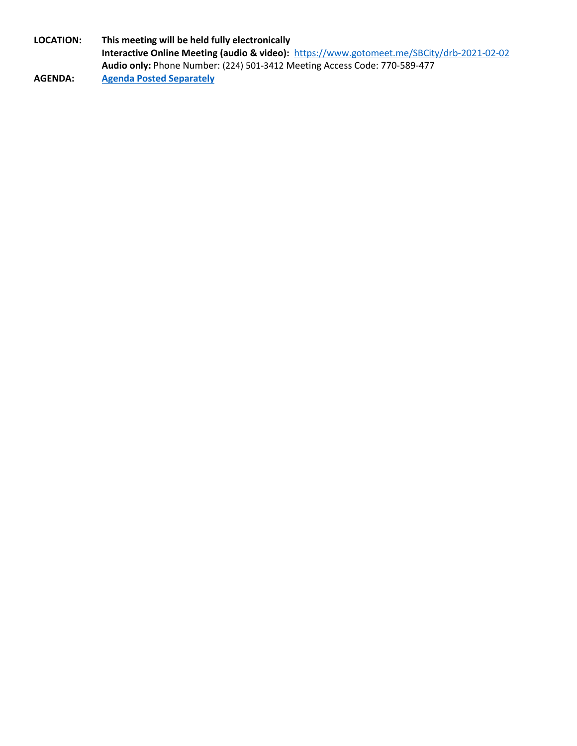**LOCATION:** **This meeting will be held fully electronically**
**Interactive Online Meeting (audio & video):** https://www.gotomeet.me/SBCity/drb-2021-02-02
**Audio only:** Phone Number: (224) 501-3412 Meeting Access Code: 770-589-477

**AGENDA:** **Agenda Posted Separately**